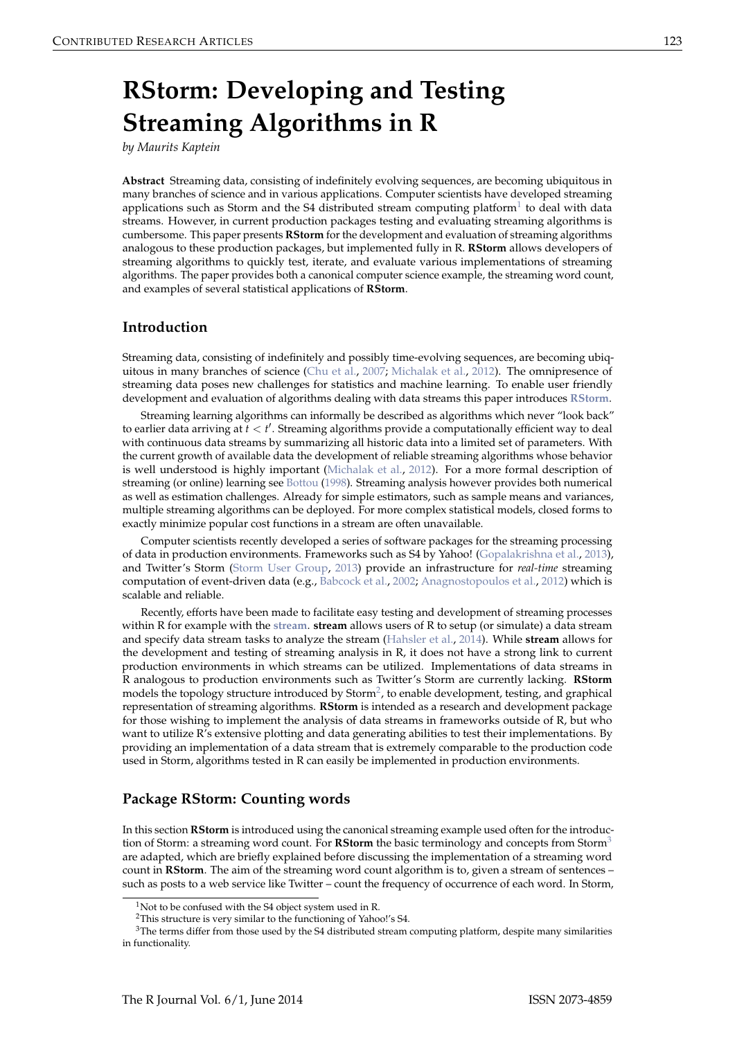# RStorm: Developing and Testing Streaming Algorithms in R

*by Maurits Kaptein*

**Abstract** Streaming data, consisting of indefinitely evolving sequences, are becoming ubiquitous in many branches of science and in various applications. Computer scientists have developed streaming applications such as Storm and the S4 distributed stream computing platform[1] to deal with data streams. However, in current production packages testing and evaluating streaming algorithms is cumbersome. This paper presents **RStorm** for the development and evaluation of streaming algorithms analogous to these production packages, but implemented fully in R. **RStorm** allows developers of streaming algorithms to quickly test, iterate, and evaluate various implementations of streaming algorithms. The paper provides both a canonical computer science example, the streaming word count, and examples of several statistical applications of **RStorm**.

## Introduction

Streaming data, consisting of indefinitely and possibly time-evolving sequences, are becoming ubiquitous in many branches of science (Chu et al., 2007; Michalak et al., 2012). The omnipresence of streaming data poses new challenges for statistics and machine learning. To enable user friendly development and evaluation of algorithms dealing with data streams this paper introduces **RStorm**.

Streaming learning algorithms can informally be described as algorithms which never "look back" to earlier data arriving at $t < t'$. Streaming algorithms provide a computationally efficient way to deal with continuous data streams by summarizing all historic data into a limited set of parameters. With the current growth of available data the development of reliable streaming algorithms whose behavior is well understood is highly important (Michalak et al., 2012). For a more formal description of streaming (or online) learning see Bottou (1998). Streaming analysis however provides both numerical as well as estimation challenges. Already for simple estimators, such as sample means and variances, multiple streaming algorithms can be deployed. For more complex statistical models, closed forms to exactly minimize popular cost functions in a stream are often unavailable.

Computer scientists recently developed a series of software packages for the streaming processing of data in production environments. Frameworks such as S4 by Yahoo! (Gopalakrishna et al., 2013), and Twitter's Storm (Storm User Group, 2013) provide an infrastructure for *real-time* streaming computation of event-driven data (e.g., Babcock et al., 2002; Anagnostopoulos et al., 2012) which is scalable and reliable.

Recently, efforts have been made to facilitate easy testing and development of streaming processes within R for example with the **stream**. **stream** allows users of R to setup (or simulate) a data stream and specify data stream tasks to analyze the stream (Hahsler et al., 2014). While **stream** allows for the development and testing of streaming analysis in R, it does not have a strong link to current production environments in which streams can be utilized. Implementations of data streams in R analogous to production environments such as Twitter's Storm are currently lacking. **RStorm** models the topology structure introduced by Storm[2], to enable development, testing, and graphical representation of streaming algorithms. **RStorm** is intended as a research and development package for those wishing to implement the analysis of data streams in frameworks outside of R, but who want to utilize R's extensive plotting and data generating abilities to test their implementations. By providing an implementation of a data stream that is extremely comparable to the production code used in Storm, algorithms tested in R can easily be implemented in production environments.

## Package RStorm: Counting words

In this section **RStorm** is introduced using the canonical streaming example used often for the introduction of Storm: a streaming word count. For **RStorm** the basic terminology and concepts from Storm[3] are adapted, which are briefly explained before discussing the implementation of a streaming word count in **RStorm**. The aim of the streaming word count algorithm is to, given a stream of sentences – such as posts to a web service like Twitter – count the frequency of occurrence of each word. In Storm,

[1] Not to be confused with the S4 object system used in R.

[2] This structure is very similar to the functioning of Yahoo!'s S4.

[3] The terms differ from those used by the S4 distributed stream computing platform, despite many similarities in functionality.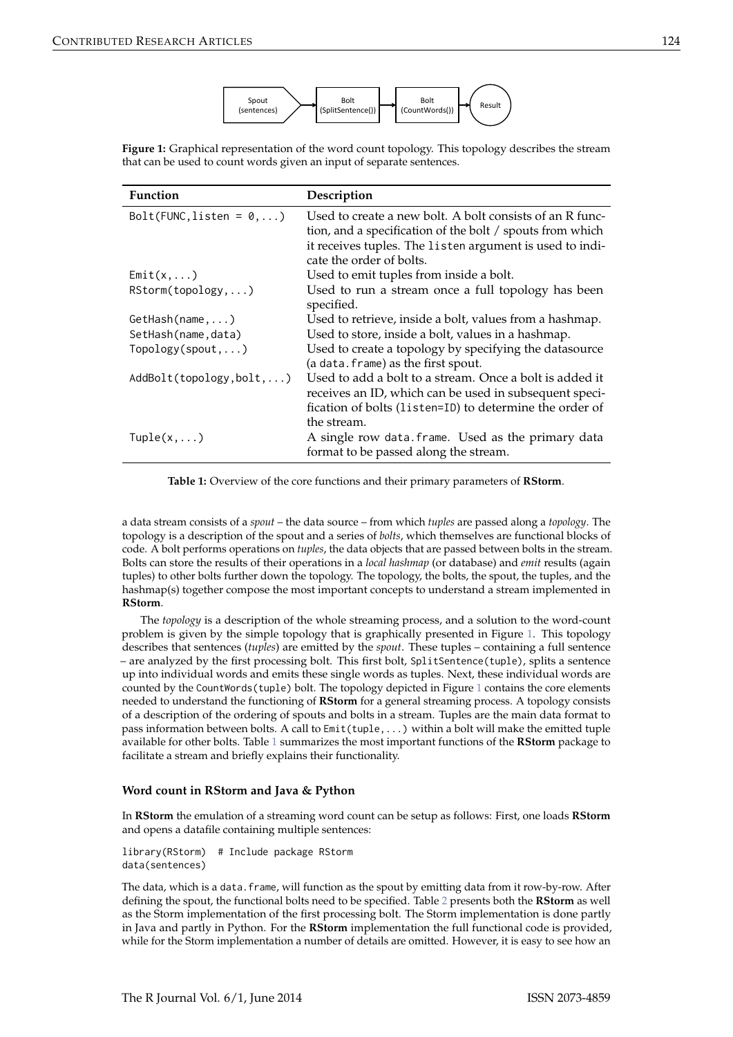Figure 1: Graphical representation of the word count topology. This topology describes the stream that can be used to count words given an input of separate sentences.

| Function | Description |
|---|---|
| `Bolt(FUNC,listen = 0,...)` | Used to create a new bolt. A bolt consists of an R function, and a specification of the bolt / spouts from which it receives tuples. The `listen` argument is used to indicate the order of bolts. |
| `Emit(x,...)` | Used to emit tuples from inside a bolt. |
| `RStorm(topology,...)` | Used to run a stream once a full topology has been specified. |
| `GetHash(name,...)` | Used to retrieve, inside a bolt, values from a hashmap. |
| `SetHash(name,data)` | Used to store, inside a bolt, values in a hashmap. |
| `Topology(spout,...)` | Used to create a topology by specifying the datasource (a `data.frame`) as the first spout. |
| `AddBolt(topology,bolt,...)` | Used to add a bolt to a stream. Once a bolt is added it receives an ID, which can be used in subsequent specification of bolts (`listen=ID`) to determine the order of the stream. |
| `Tuple(x,...)` | A single row `data.frame`. Used as the primary data format to be passed along the stream. |

**Table 1:** Overview of the core functions and their primary parameters of **RStorm**.

a data stream consists of a *spout* – the data source – from which *tuples* are passed along a *topology*. The topology is a description of the spout and a series of *bolts*, which themselves are functional blocks of code. A bolt performs operations on *tuples*, the data objects that are passed between bolts in the stream. Bolts can store the results of their operations in a *local hashmap* (or database) and *emit* results (again tuples) to other bolts further down the topology. The topology, the bolts, the spout, the tuples, and the hashmap(s) together compose the most important concepts to understand a stream implemented in **RStorm**.

The *topology* is a description of the whole streaming process, and a solution to the word-count problem is given by the simple topology that is graphically presented in Figure 1. This topology describes that sentences (*tuples*) are emitted by the *spout*. These tuples – containing a full sentence – are analyzed by the first processing bolt. This first bolt, `SplitSentence(tuple)`, splits a sentence up into individual words and emits these single words as tuples. Next, these individual words are counted by the `CountWords(tuple)` bolt. The topology depicted in Figure 1 contains the core elements needed to understand the functioning of **RStorm** for a general streaming process. A topology consists of a description of the ordering of spouts and bolts in a stream. Tuples are the main data format to pass information between bolts. A call to `Emit(tuple,...)` within a bolt will make the emitted tuple available for other bolts. Table 1 summarizes the most important functions of the **RStorm** package to facilitate a stream and briefly explains their functionality.

### Word count in RStorm and Java & Python

In **RStorm** the emulation of a streaming word count can be setup as follows: First, one loads **RStorm** and opens a datafile containing multiple sentences:

```
library(RStorm)  # Include package RStorm
data(sentences)
```

The data, which is a `data.frame`, will function as the spout by emitting data from it row-by-row. After defining the spout, the functional bolts need to be specified. Table 2 presents both the **RStorm** as well as the Storm implementation of the first processing bolt. The Storm implementation is done partly in Java and partly in Python. For the **RStorm** implementation the full functional code is provided, while for the Storm implementation a number of details are omitted. However, it is easy to see how an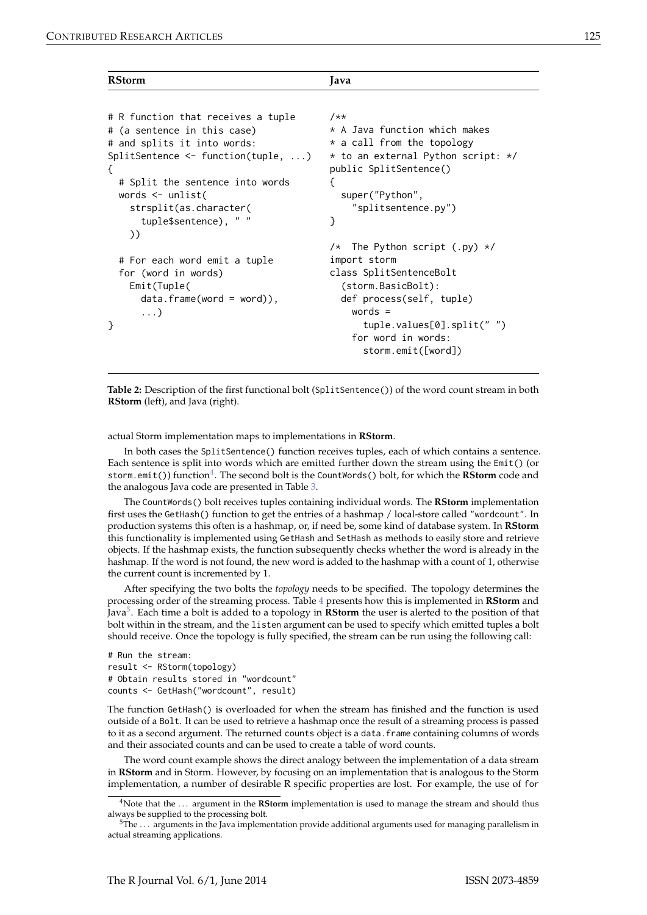| RStorm | Java |
| --- | --- |
| <pre># R function that receives a tuple<br># (a sentence in this case)<br># and splits it into words:<br>SplitSentence <- function(tuple, ...)<br>{<br>  # Split the sentence into words<br>  words <- unlist(<br>    strsplit(as.character(<br>      tuple$sentence), " "<br>    ))<br><br>  # For each word emit a tuple<br>  for (word in words)<br>    Emit(Tuple(<br>      data.frame(word = word)),<br>      ...)<br>}</pre> | <pre>/**<br>* A Java function which makes<br>* a call from the topology<br>* to an external Python script: */<br>public SplitSentence()<br>{<br>  super("Python",<br>    "splitsentence.py")<br>}<br><br>/*  The Python script (.py) */<br>import storm<br>class SplitSentenceBolt<br>  (storm.BasicBolt):<br>  def process(self, tuple)<br>    words =<br>      tuple.values[0].split(" ")<br>    for word in words:<br>      storm.emit([word])</pre> |

**Table 2:** Description of the first functional bolt (`SplitSentence()`) of the word count stream in both **RStorm** (left), and Java (right).

actual Storm implementation maps to implementations in **RStorm**.

In both cases the `SplitSentence()` function receives tuples, each of which contains a sentence. Each sentence is split into words which are emitted further down the stream using the `Emit()` (or `storm.emit()`) function[4]. The second bolt is the `CountWords()` bolt, for which the **RStorm** code and the analogous Java code are presented in Table 3.

The `CountWords()` bolt receives tuples containing individual words. The **RStorm** implementation first uses the `GetHash()` function to get the entries of a hashmap / local-store called `"wordcount"`. In production systems this often is a hashmap, or, if need be, some kind of database system. In **RStorm** this functionality is implemented using `GetHash` and `SetHash` as methods to easily store and retrieve objects. If the hashmap exists, the function subsequently checks whether the word is already in the hashmap. If the word is not found, the new word is added to the hashmap with a count of 1, otherwise the current count is incremented by 1.

After specifying the two bolts the *topology* needs to be specified. The topology determines the processing order of the streaming process. Table 4 presents how this is implemented in **RStorm** and Java[5]. Each time a bolt is added to a topology in **RStorm** the user is alerted to the position of that bolt within in the stream, and the `listen` argument can be used to specify which emitted tuples a bolt should receive. Once the topology is fully specified, the stream can be run using the following call:

```
# Run the stream:
result <- RStorm(topology)
# Obtain results stored in "wordcount"
counts <- GetHash("wordcount", result)
```

The function `GetHash()` is overloaded for when the stream has finished and the function is used outside of a `Bolt`. It can be used to retrieve a hashmap once the result of a streaming process is passed to it as a second argument. The returned `counts` object is a `data.frame` containing columns of words and their associated counts and can be used to create a table of word counts.

The word count example shows the direct analogy between the implementation of a data stream in **RStorm** and in Storm. However, by focusing on an implementation that is analogous to the Storm implementation, a number of desirable R specific properties are lost. For example, the use of `for`

[4] Note that the ... argument in the **RStorm** implementation is used to manage the stream and should thus always be supplied to the processing bolt.

[5] The ... arguments in the Java implementation provide additional arguments used for managing parallelism in actual streaming applications.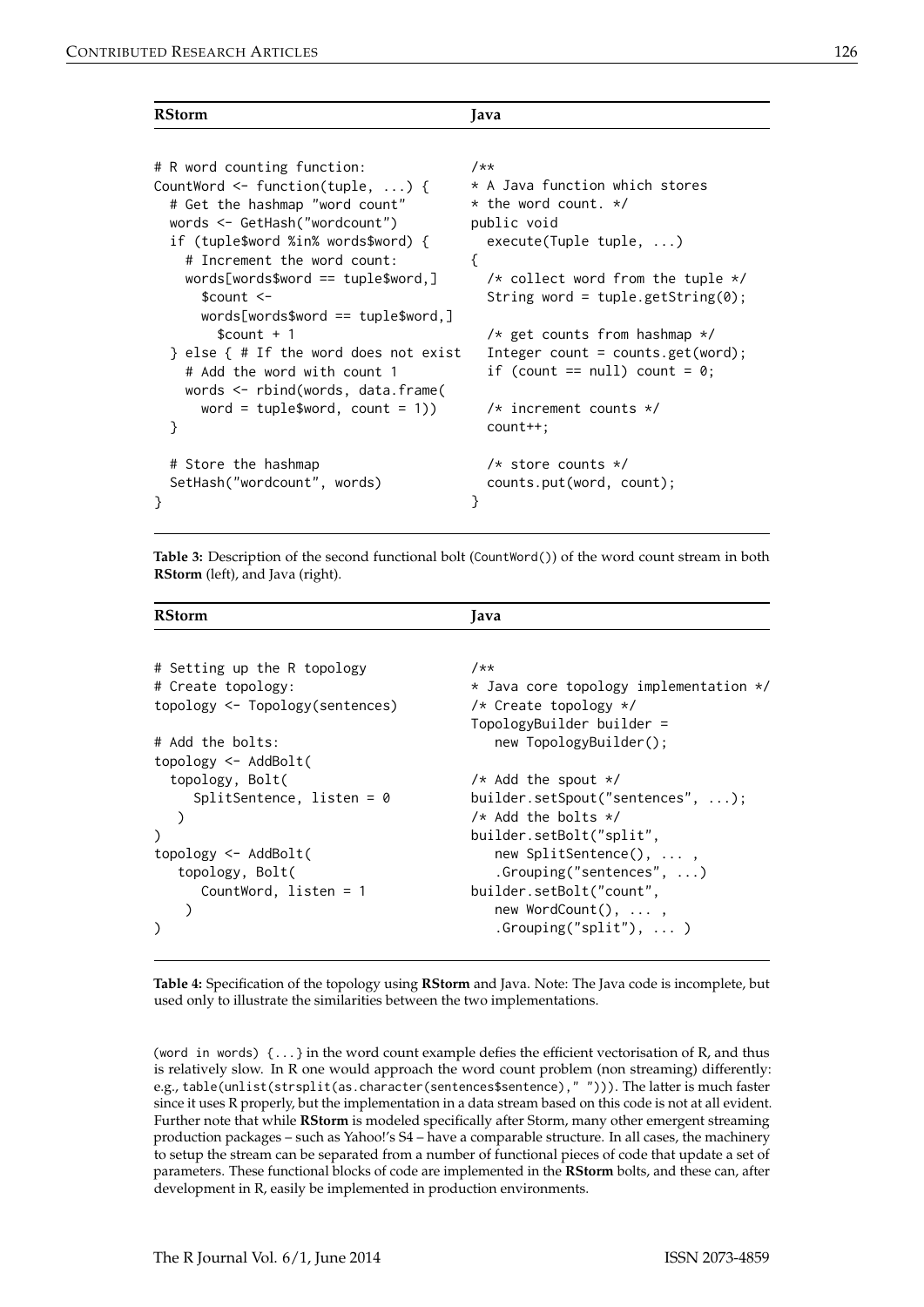| RStorm | Java |
| --- | --- |
| <pre># R word counting function:<br>CountWord <- function(tuple, ...) {<br>  # Get the hashmap "word count"<br>  words <- GetHash("wordcount")<br>  if (tuple$word %in% words$word) {<br>    # Increment the word count:<br>    words[words$word == tuple$word,]<br>      $count <-<br>      words[words$word == tuple$word,]<br>        $count + 1<br>  } else { # If the word does not exist<br>    # Add the word with count 1<br>    words <- rbind(words, data.frame(<br>      word = tuple$word, count = 1))<br>  }<br><br>  # Store the hashmap<br>  SetHash("wordcount", words)<br>}</pre> | <pre>/**<br>* A Java function which stores<br>* the word count. */<br>public void<br>  execute(Tuple tuple, ...)<br>{<br>  /* collect word from the tuple */<br>  String word = tuple.getString(0);<br><br>  /* get counts from hashmap */<br>  Integer count = counts.get(word);<br>  if (count == null) count = 0;<br><br>  /* increment counts */<br>  count++;<br><br>  /* store counts */<br>  counts.put(word, count);<br>}</pre> |

**Table 3:** Description of the second functional bolt (CountWord()) of the word count stream in both **RStorm** (left), and Java (right).

| RStorm | Java |
| --- | --- |
| <pre># Setting up the R topology<br># Create topology:<br>topology <- Topology(sentences)<br><br># Add the bolts:<br>topology <- AddBolt(<br>  topology, Bolt(<br>     SplitSentence, listen = 0<br>   )<br>)<br>topology <- AddBolt(<br>   topology, Bolt(<br>      CountWord, listen = 1<br>    )<br>)</pre> | <pre>/**<br>* Java core topology implementation */<br>/* Create topology */<br>TopologyBuilder builder =<br>   new TopologyBuilder();<br><br>/* Add the spout */<br>builder.setSpout("sentences", ...);<br>/* Add the bolts */<br>builder.setBolt("split",<br>   new SplitSentence(), ... ,<br>   .Grouping("sentences", ...)<br>builder.setBolt("count",<br>   new WordCount(), ... ,<br>   .Grouping("split"), ... )</pre> |

**Table 4:** Specification of the topology using **RStorm** and Java. Note: The Java code is incomplete, but used only to illustrate the similarities between the two implementations.

(word in words) {...} in the word count example defies the efficient vectorisation of R, and thus is relatively slow. In R one would approach the word count problem (non streaming) differently: e.g., table(unlist(strsplit(as.character(sentences$sentence)," "))). The latter is much faster since it uses R properly, but the implementation in a data stream based on this code is not at all evident. Further note that while **RStorm** is modeled specifically after Storm, many other emergent streaming production packages – such as Yahoo!'s S4 – have a comparable structure. In all cases, the machinery to setup the stream can be separated from a number of functional pieces of code that update a set of parameters. These functional blocks of code are implemented in the **RStorm** bolts, and these can, after development in R, easily be implemented in production environments.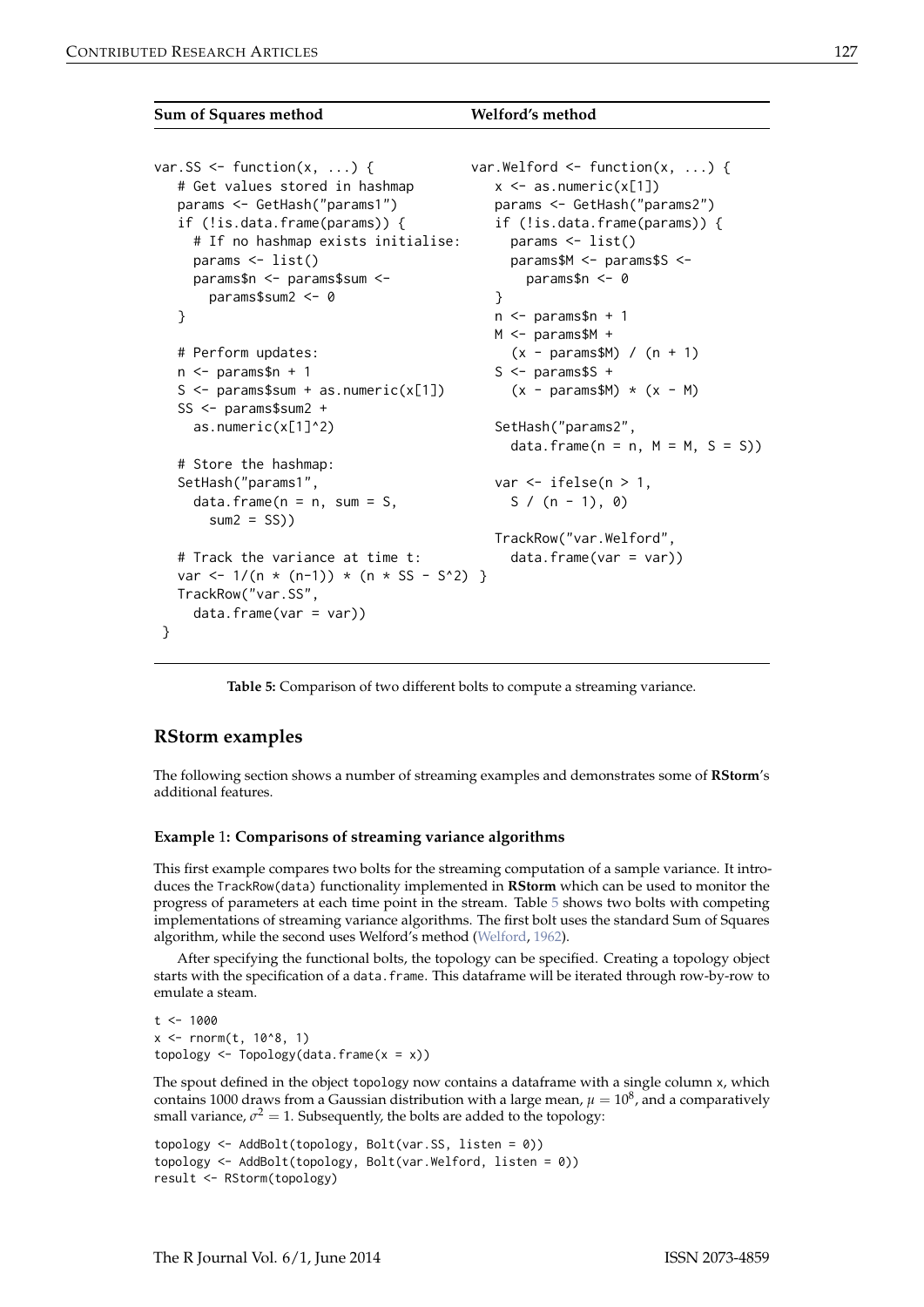| **Sum of Squares method** | **Welford's method** |
|---|---|
| <pre>var.SS <- function(x, ...) {<br>   # Get values stored in hashmap<br>   params <- GetHash("params1")<br>   if (!is.data.frame(params)) {<br>     # If no hashmap exists initialise:<br>     params <- list()<br>     params$n <- params$sum <-<br>       params$sum2 <- 0<br>   }<br><br>   # Perform updates:<br>   n <- params$n + 1<br>   S <- params$sum + as.numeric(x[1])<br>   SS <- params$sum2 +<br>     as.numeric(x[1]^2)<br><br>   # Store the hashmap:<br>   SetHash("params1",<br>     data.frame(n = n, sum = S,<br>       sum2 = SS))<br><br>   # Track the variance at time t:<br>   var <- 1/(n * (n-1)) * (n * SS - S^2)<br>   TrackRow("var.SS",<br>     data.frame(var = var))<br> }</pre> | <pre>var.Welford <- function(x, ...) {<br>   x <- as.numeric(x[1])<br>   params <- GetHash("params2")<br>   if (!is.data.frame(params)) {<br>     params <- list()<br>     params$M <- params$S <-<br>       params$n <- 0<br>   }<br>   n <- params$n + 1<br>   M <- params$M +<br>     (x - params$M) / (n + 1)<br>   S <- params$S +<br>     (x - params$M) * (x - M)<br><br>   SetHash("params2",<br>     data.frame(n = n, M = M, S = S))<br><br>   var <- ifelse(n > 1,<br>     S / (n - 1), 0)<br><br>   TrackRow("var.Welford",<br>     data.frame(var = var))<br> }</pre> |

**Table 5:** Comparison of two different bolts to compute a streaming variance.

## RStorm examples

The following section shows a number of streaming examples and demonstrates some of **RStorm**'s additional features.

### Example 1: Comparisons of streaming variance algorithms

This first example compares two bolts for the streaming computation of a sample variance. It introduces the `TrackRow(data)` functionality implemented in **RStorm** which can be used to monitor the progress of parameters at each time point in the stream. Table 5 shows two bolts with competing implementations of streaming variance algorithms. The first bolt uses the standard Sum of Squares algorithm, while the second uses Welford's method (Welford, 1962).

After specifying the functional bolts, the topology can be specified. Creating a topology object starts with the specification of a `data.frame`. This dataframe will be iterated through row-by-row to emulate a steam.

```
t <- 1000
x <- rnorm(t, 10^8, 1)
topology <- Topology(data.frame(x = x))
```

The spout defined in the object `topology` now contains a dataframe with a single column `x`, which contains 1000 draws from a Gaussian distribution with a large mean, $\mu = 10^8$, and a comparatively small variance, $\sigma^2 = 1$. Subsequently, the bolts are added to the topology:

```
topology <- AddBolt(topology, Bolt(var.SS, listen = 0))
topology <- AddBolt(topology, Bolt(var.Welford, listen = 0))
result <- RStorm(topology)
```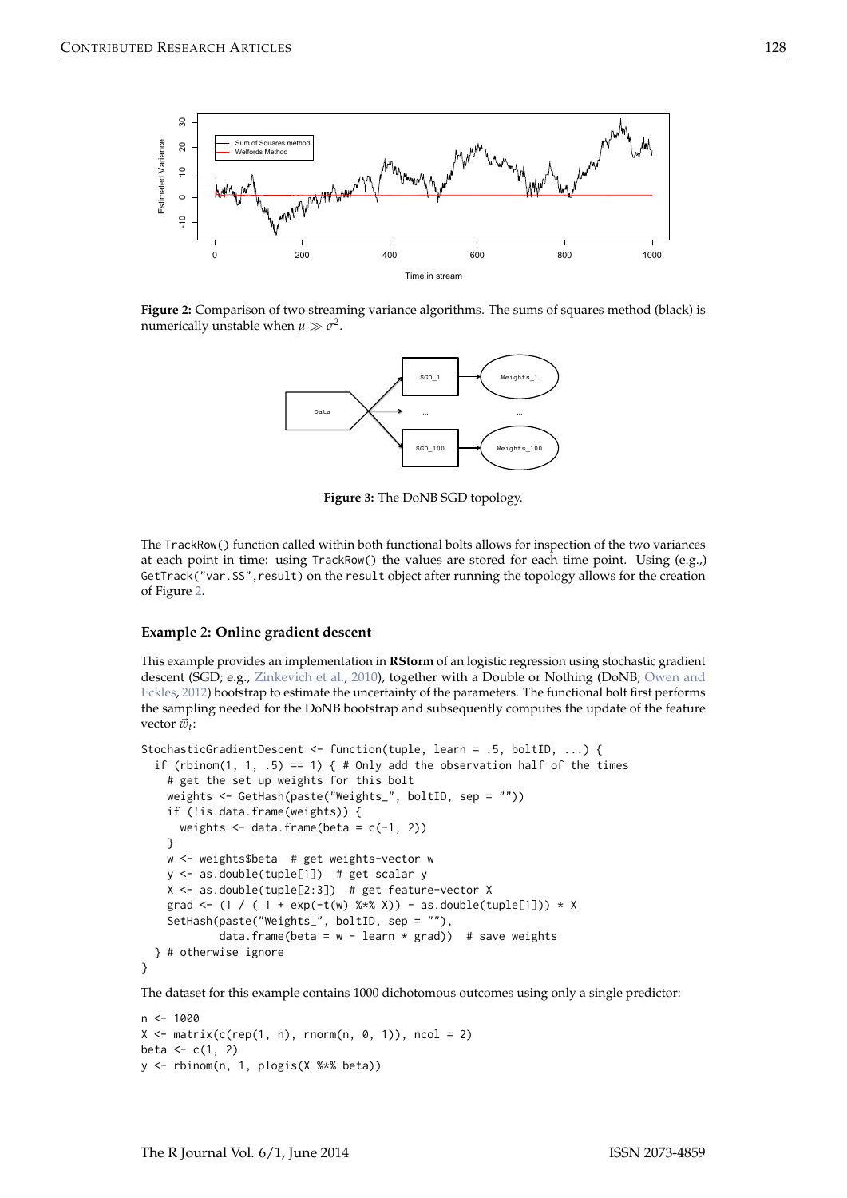Figure 2: Comparison of two streaming variance algorithms. The sums of squares method (black) is numerically unstable when $\mu \gg \sigma^2$.

Figure 3: The DoNB SGD topology.

The TrackRow() function called within both functional bolts allows for inspection of the two variances at each point in time: using TrackRow() the values are stored for each time point. Using (e.g.,) GetTrack("var.SS",result) on the result object after running the topology allows for the creation of Figure 2.

### Example 2: Online gradient descent

This example provides an implementation in **RStorm** of an logistic regression using stochastic gradient descent (SGD; e.g., Zinkevich et al., 2010), together with a Double or Nothing (DoNB; Owen and Eckles, 2012) bootstrap to estimate the uncertainty of the parameters. The functional bolt first performs the sampling needed for the DoNB bootstrap and subsequently computes the update of the feature vector $\vec{w}_t$:

```
StochasticGradientDescent <- function(tuple, learn = .5, boltID, ...) {
  if (rbinom(1, 1, .5) == 1) { # Only add the observation half of the times
    # get the set up weights for this bolt
    weights <- GetHash(paste("Weights_", boltID, sep = ""))
    if (!is.data.frame(weights)) {
      weights <- data.frame(beta = c(-1, 2))
    }
    w <- weights$beta  # get weights-vector w
    y <- as.double(tuple[1])  # get scalar y
    X <- as.double(tuple[2:3])  # get feature-vector X
    grad <- (1 / ( 1 + exp(-t(w) %*% X)) - as.double(tuple[1])) * X
    SetHash(paste("Weights_", boltID, sep = ""),
            data.frame(beta = w - learn * grad))  # save weights
  } # otherwise ignore
}
```

The dataset for this example contains 1000 dichotomous outcomes using only a single predictor:

```
n <- 1000
X <- matrix(c(rep(1, n), rnorm(n, 0, 1)), ncol = 2)
beta <- c(1, 2)
y <- rbinom(n, 1, plogis(X %*% beta))
```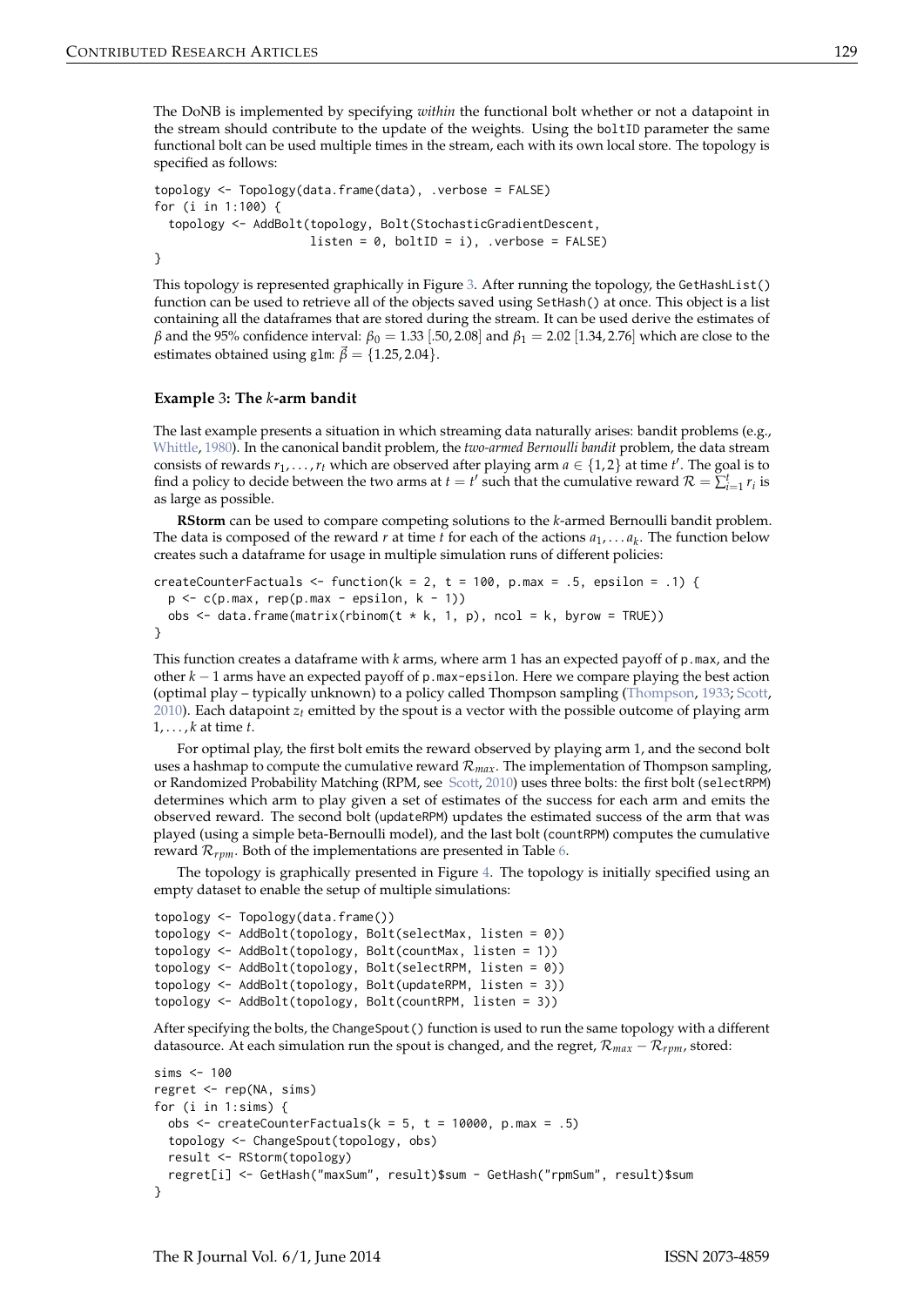The DoNB is implemented by specifying *within* the functional bolt whether or not a datapoint in the stream should contribute to the update of the weights. Using the boltID parameter the same functional bolt can be used multiple times in the stream, each with its own local store. The topology is specified as follows:

```
topology <- Topology(data.frame(data), .verbose = FALSE)
for (i in 1:100) {
  topology <- AddBolt(topology, Bolt(StochasticGradientDescent,
                      listen = 0, boltID = i), .verbose = FALSE)
}
```

This topology is represented graphically in Figure 3. After running the topology, the GetHashList() function can be used to retrieve all of the objects saved using SetHash() at once. This object is a list containing all the dataframes that are stored during the stream. It can be used derive the estimates of $\beta$ and the 95% confidence interval: $\beta_0 = 1.33$ $[.50, 2.08]$ and $\beta_1 = 2.02$ $[1.34, 2.76]$ which are close to the estimates obtained using glm: $\vec{\beta} = \{1.25, 2.04\}$.

### Example 3: The *k*-arm bandit

The last example presents a situation in which streaming data naturally arises: bandit problems (e.g., Whittle, 1980). In the canonical bandit problem, the *two-armed Bernoulli bandit* problem, the data stream consists of rewards $r_1, \ldots, r_t$ which are observed after playing arm $a \in \{1, 2\}$ at time $t'$. The goal is to find a policy to decide between the two arms at $t = t'$ such that the cumulative reward $\mathcal{R} = \sum_{i=1}^{t} r_i$ is as large as possible.

**RStorm** can be used to compare competing solutions to the *k*-armed Bernoulli bandit problem. The data is composed of the reward $r$ at time $t$ for each of the actions $a_1, \ldots a_k$. The function below creates such a dataframe for usage in multiple simulation runs of different policies:

```
createCounterFactuals <- function(k = 2, t = 100, p.max = .5, epsilon = .1) {
  p <- c(p.max, rep(p.max - epsilon, k - 1))
  obs <- data.frame(matrix(rbinom(t * k, 1, p), ncol = k, byrow = TRUE))
}
```

This function creates a dataframe with $k$ arms, where arm 1 has an expected payoff of p.max, and the other $k - 1$ arms have an expected payoff of p.max-epsilon. Here we compare playing the best action (optimal play – typically unknown) to a policy called Thompson sampling (Thompson, 1933; Scott, 2010). Each datapoint $z_t$ emitted by the spout is a vector with the possible outcome of playing arm $1, \ldots, k$ at time $t$.

For optimal play, the first bolt emits the reward observed by playing arm 1, and the second bolt uses a hashmap to compute the cumulative reward $\mathcal{R}_{max}$. The implementation of Thompson sampling, or Randomized Probability Matching (RPM, see Scott, 2010) uses three bolts: the first bolt (selectRPM) determines which arm to play given a set of estimates of the success for each arm and emits the observed reward. The second bolt (updateRPM) updates the estimated success of the arm that was played (using a simple beta-Bernoulli model), and the last bolt (countRPM) computes the cumulative reward $\mathcal{R}_{rpm}$. Both of the implementations are presented in Table 6.

The topology is graphically presented in Figure 4. The topology is initially specified using an empty dataset to enable the setup of multiple simulations:

```
topology <- Topology(data.frame())
topology <- AddBolt(topology, Bolt(selectMax, listen = 0))
topology <- AddBolt(topology, Bolt(countMax, listen = 1))
topology <- AddBolt(topology, Bolt(selectRPM, listen = 0))
topology <- AddBolt(topology, Bolt(updateRPM, listen = 3))
topology <- AddBolt(topology, Bolt(countRPM, listen = 3))
```

After specifying the bolts, the ChangeSpout() function is used to run the same topology with a different datasource. At each simulation run the spout is changed, and the regret, $\mathcal{R}_{max} - \mathcal{R}_{rpm}$, stored:

```
sims <- 100
regret <- rep(NA, sims)
for (i in 1:sims) {
  obs <- createCounterFactuals(k = 5, t = 10000, p.max = .5)
  topology <- ChangeSpout(topology, obs)
  result <- RStorm(topology)
  regret[i] <- GetHash("maxSum", result)$sum - GetHash("rpmSum", result)$sum
}
```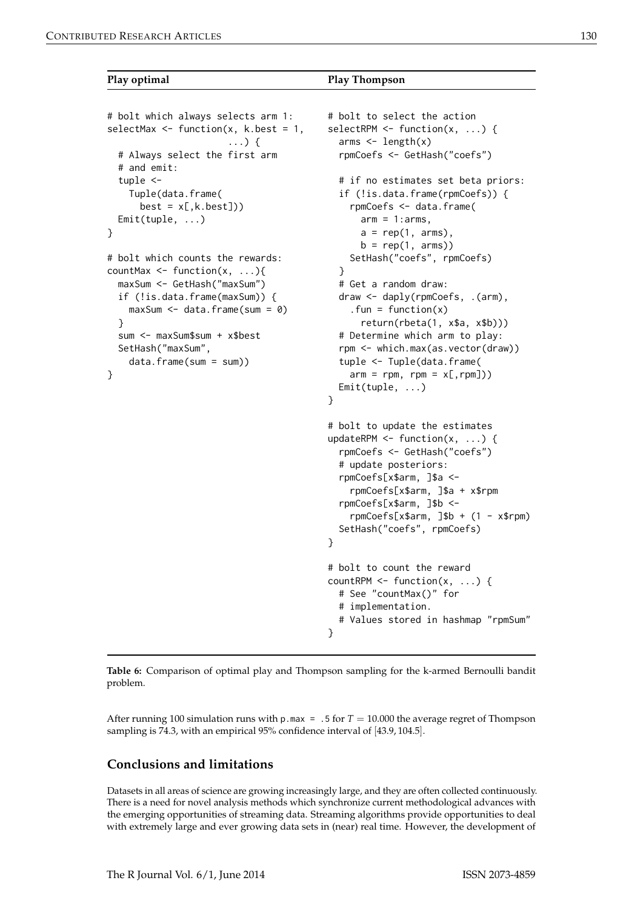| Play optimal | Play Thompson |
|---|---|

**Play optimal**

```
# bolt which always selects arm 1:
selectMax <- function(x, k.best = 1,
                      ...) {
  # Always select the first arm
  # and emit:
  tuple <-
    Tuple(data.frame(
      best = x[,k.best]))
  Emit(tuple, ...)
}

# bolt which counts the rewards:
countMax <- function(x, ...){
  maxSum <- GetHash("maxSum")
  if (!is.data.frame(maxSum)) {
    maxSum <- data.frame(sum = 0)
  }
  sum <- maxSum$sum + x$best
  SetHash("maxSum",
    data.frame(sum = sum))
}
```

**Play Thompson**

```
# bolt to select the action
selectRPM <- function(x, ...) {
  arms <- length(x)
  rpmCoefs <- GetHash("coefs")

  # if no estimates set beta priors:
  if (!is.data.frame(rpmCoefs)) {
    rpmCoefs <- data.frame(
      arm = 1:arms,
      a = rep(1, arms),
      b = rep(1, arms))
    SetHash("coefs", rpmCoefs)
  }
  # Get a random draw:
  draw <- daply(rpmCoefs, .(arm),
    .fun = function(x)
      return(rbeta(1, x$a, x$b)))
  # Determine which arm to play:
  rpm <- which.max(as.vector(draw))
  tuple <- Tuple(data.frame(
    arm = rpm, rpm = x[,rpm]))
  Emit(tuple, ...)
}

# bolt to update the estimates
updateRPM <- function(x, ...) {
  rpmCoefs <- GetHash("coefs")
  # update posteriors:
  rpmCoefs[x$arm, ]$a <-
    rpmCoefs[x$arm, ]$a + x$rpm
  rpmCoefs[x$arm, ]$b <-
    rpmCoefs[x$arm, ]$b + (1 - x$rpm)
  SetHash("coefs", rpmCoefs)
}

# bolt to count the reward
countRPM <- function(x, ...) {
  # See "countMax()" for
  # implementation.
  # Values stored in hashmap "rpmSum"
}
```

**Table 6:** Comparison of optimal play and Thompson sampling for the k-armed Bernoulli bandit problem.

After running 100 simulation runs with `p.max = .5` for $T = 10.000$ the average regret of Thompson sampling is 74.3, with an empirical 95% confidence interval of [43.9, 104.5].

## Conclusions and limitations

Datasets in all areas of science are growing increasingly large, and they are often collected continuously. There is a need for novel analysis methods which synchronize current methodological advances with the emerging opportunities of streaming data. Streaming algorithms provide opportunities to deal with extremely large and ever growing data sets in (near) real time. However, the development of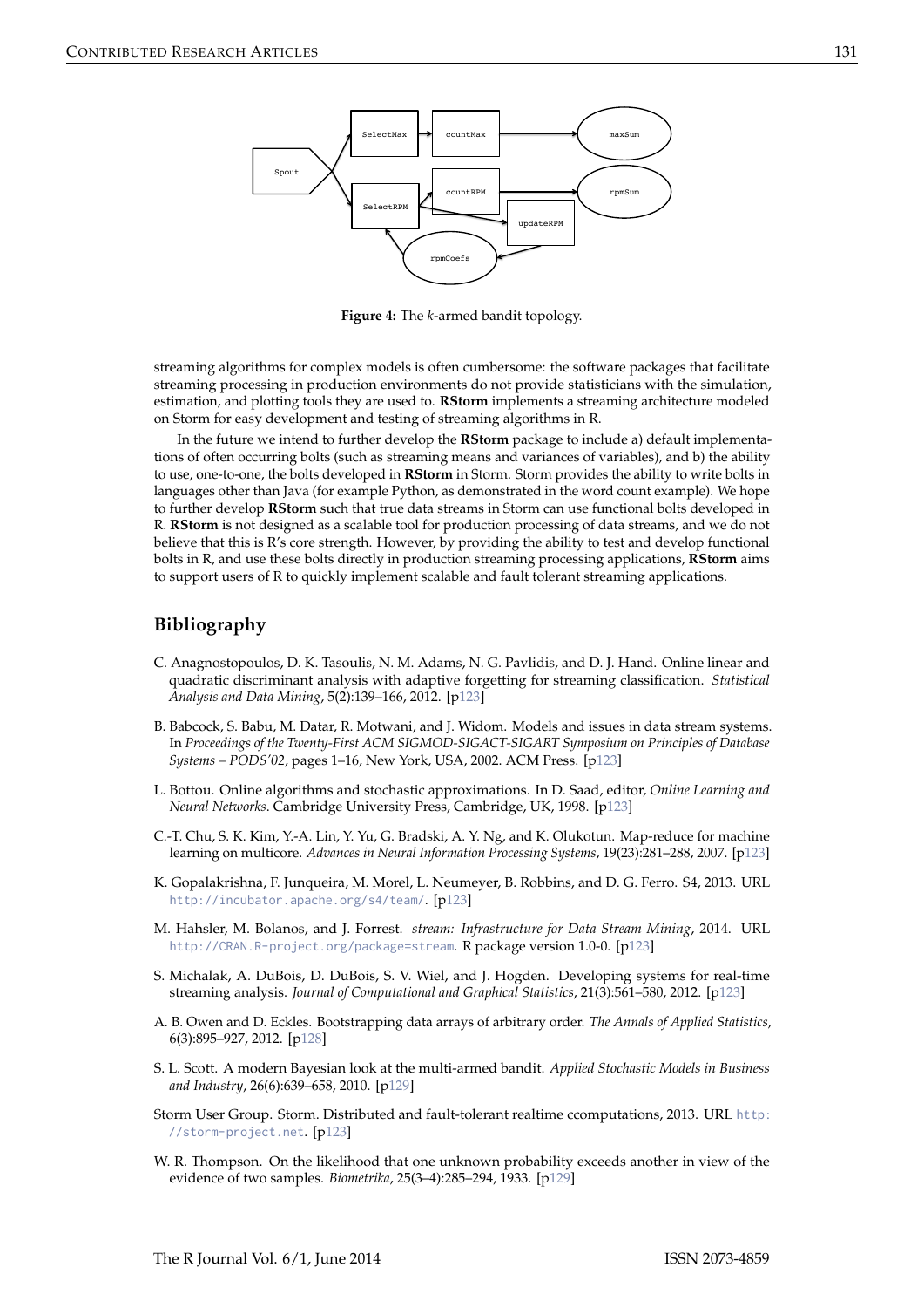Figure 4: The *k*-armed bandit topology.

streaming algorithms for complex models is often cumbersome: the software packages that facilitate streaming processing in production environments do not provide statisticians with the simulation, estimation, and plotting tools they are used to. **RStorm** implements a streaming architecture modeled on Storm for easy development and testing of streaming algorithms in R.

In the future we intend to further develop the **RStorm** package to include a) default implementations of often occurring bolts (such as streaming means and variances of variables), and b) the ability to use, one-to-one, the bolts developed in **RStorm** in Storm. Storm provides the ability to write bolts in languages other than Java (for example Python, as demonstrated in the word count example). We hope to further develop **RStorm** such that true data streams in Storm can use functional bolts developed in R. **RStorm** is not designed as a scalable tool for production processing of data streams, and we do not believe that this is R's core strength. However, by providing the ability to test and develop functional bolts in R, and use these bolts directly in production streaming processing applications, **RStorm** aims to support users of R to quickly implement scalable and fault tolerant streaming applications.

## Bibliography

C. Anagnostopoulos, D. K. Tasoulis, N. M. Adams, N. G. Pavlidis, and D. J. Hand. Online linear and quadratic discriminant analysis with adaptive forgetting for streaming classification. *Statistical Analysis and Data Mining*, 5(2):139–166, 2012. [p123]

B. Babcock, S. Babu, M. Datar, R. Motwani, and J. Widom. Models and issues in data stream systems. In *Proceedings of the Twenty-First ACM SIGMOD-SIGACT-SIGART Symposium on Principles of Database Systems – PODS'02*, pages 1–16, New York, USA, 2002. ACM Press. [p123]

L. Bottou. Online algorithms and stochastic approximations. In D. Saad, editor, *Online Learning and Neural Networks*. Cambridge University Press, Cambridge, UK, 1998. [p123]

C.-T. Chu, S. K. Kim, Y.-A. Lin, Y. Yu, G. Bradski, A. Y. Ng, and K. Olukotun. Map-reduce for machine learning on multicore. *Advances in Neural Information Processing Systems*, 19(23):281–288, 2007. [p123]

K. Gopalakrishna, F. Junqueira, M. Morel, L. Neumeyer, B. Robbins, and D. G. Ferro. S4, 2013. URL http://incubator.apache.org/s4/team/. [p123]

M. Hahsler, M. Bolanos, and J. Forrest. *stream: Infrastructure for Data Stream Mining*, 2014. URL http://CRAN.R-project.org/package=stream. R package version 1.0-0. [p123]

S. Michalak, A. DuBois, D. DuBois, S. V. Wiel, and J. Hogden. Developing systems for real-time streaming analysis. *Journal of Computational and Graphical Statistics*, 21(3):561–580, 2012. [p123]

A. B. Owen and D. Eckles. Bootstrapping data arrays of arbitrary order. *The Annals of Applied Statistics*, 6(3):895–927, 2012. [p128]

S. L. Scott. A modern Bayesian look at the multi-armed bandit. *Applied Stochastic Models in Business and Industry*, 26(6):639–658, 2010. [p129]

Storm User Group. Storm. Distributed and fault-tolerant realtime ccomputations, 2013. URL http://storm-project.net. [p123]

W. R. Thompson. On the likelihood that one unknown probability exceeds another in view of the evidence of two samples. *Biometrika*, 25(3–4):285–294, 1933. [p129]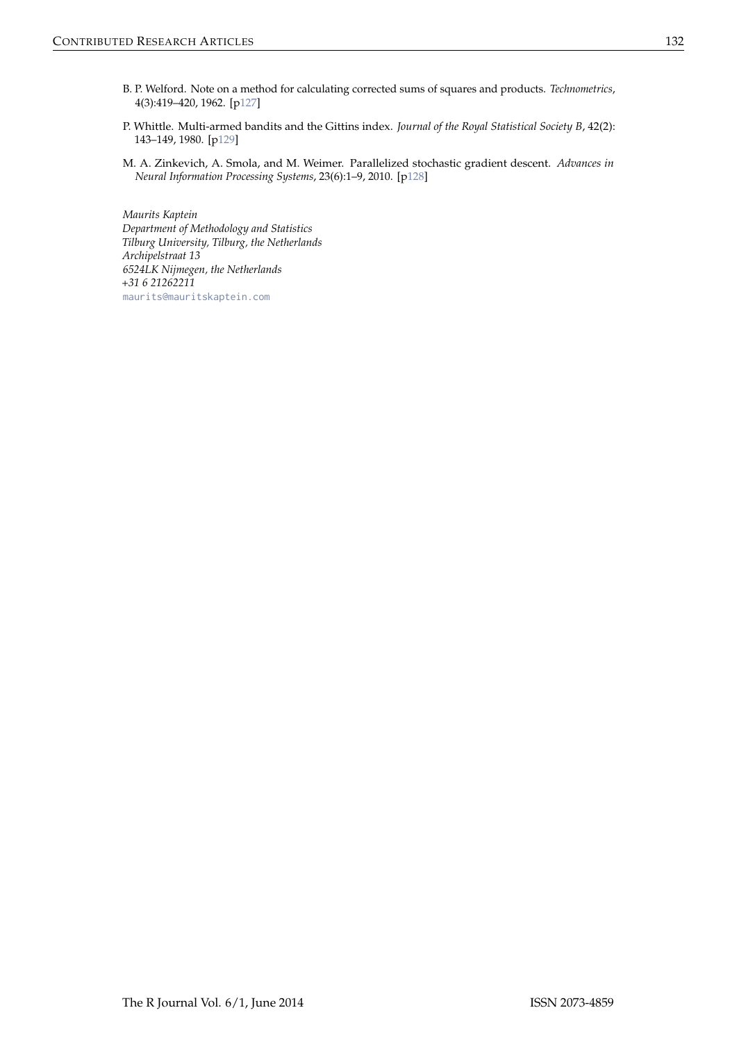B. P. Welford. Note on a method for calculating corrected sums of squares and products. *Technometrics*, 4(3):419–420, 1962. [p127]

P. Whittle. Multi-armed bandits and the Gittins index. *Journal of the Royal Statistical Society B*, 42(2): 143–149, 1980. [p129]

M. A. Zinkevich, A. Smola, and M. Weimer. Parallelized stochastic gradient descent. *Advances in Neural Information Processing Systems*, 23(6):1–9, 2010. [p128]

*Maurits Kaptein*
*Department of Methodology and Statistics*
*Tilburg University, Tilburg, the Netherlands*
*Archipelstraat 13*
*6524LK Nijmegen, the Netherlands*
*+31 6 21262211*
maurits@mauritskaptein.com